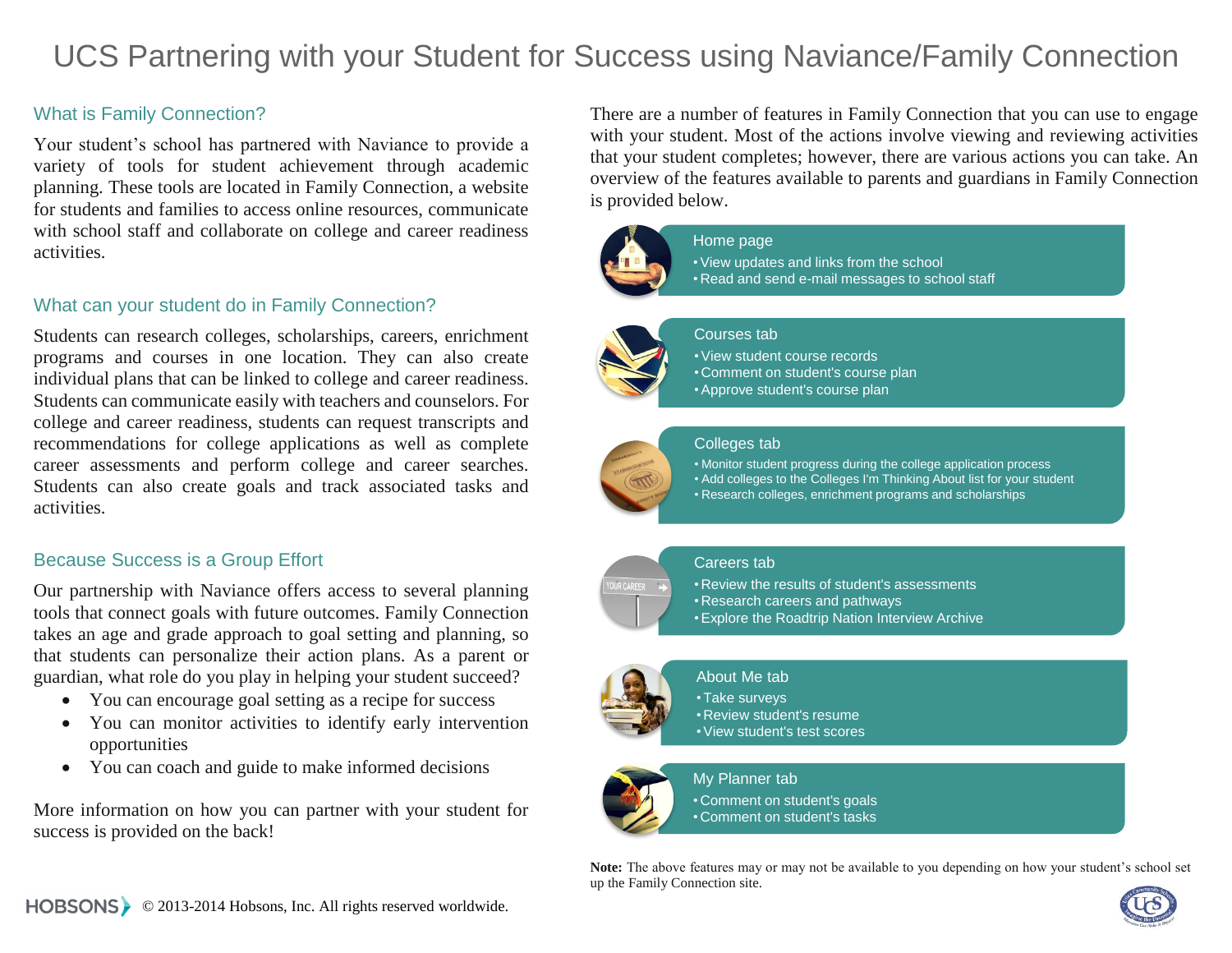# UCS Partnering with your Student for Success using Naviance/Family Connection

## What is Family Connection?

Your student's school has partnered with Naviance to provide a variety of tools for student achievement through academic planning. These tools are located in Family Connection, a website for students and families to access online resources, communicate with school staff and collaborate on college and career readiness activities.

## What can your student do in Family Connection?

Students can research colleges, scholarships, careers, enrichment programs and courses in one location. They can also create individual plans that can be linked to college and career readiness. Students can communicate easily with teachers and counselors. For college and career readiness, students can request transcripts and recommendations for college applications as well as complete career assessments and perform college and career searches. Students can also create goals and track associated tasks and activities.

## Because Success is a Group Effort

Our partnership with Naviance offers access to several planning tools that connect goals with future outcomes. Family Connection takes an age and grade approach to goal setting and planning, so that students can personalize their action plans. As a parent or guardian, what role do you play in helping your student succeed?

- You can encourage goal setting as a recipe for success
- You can monitor activities to identify early intervention opportunities
- You can coach and guide to make informed decisions

More information on how you can partner with your student for success is provided on the back!

There are a number of features in Family Connection that you can use to engage with your student. Most of the actions involve viewing and reviewing activities that your student completes; however, there are various actions you can take. An overview of the features available to parents and guardians in Family Connection is provided below.

### Home page
- View updates and links from the school
- Read and send e-mail messages to school staff

### Courses tab
- View student course records
- Comment on student's course plan
- Approve student's course plan

### Colleges tab
- Monitor student progress during the college application process
- Add colleges to the Colleges I'm Thinking About list for your student
- Research colleges, enrichment programs and scholarships

### Careers tab
- Review the results of student's assessments
- Research careers and pathways
- Explore the Roadtrip Nation Interview Archive

### About Me tab
- Take surveys
- Review student's resume
- View student's test scores

### My Planner tab
- Comment on student's goals
- Comment on student's tasks

**Note:** The above features may or may not be available to you depending on how your student's school set up the Family Connection site.

HOBSONS © 2013-2014 Hobsons, Inc. All rights reserved worldwide.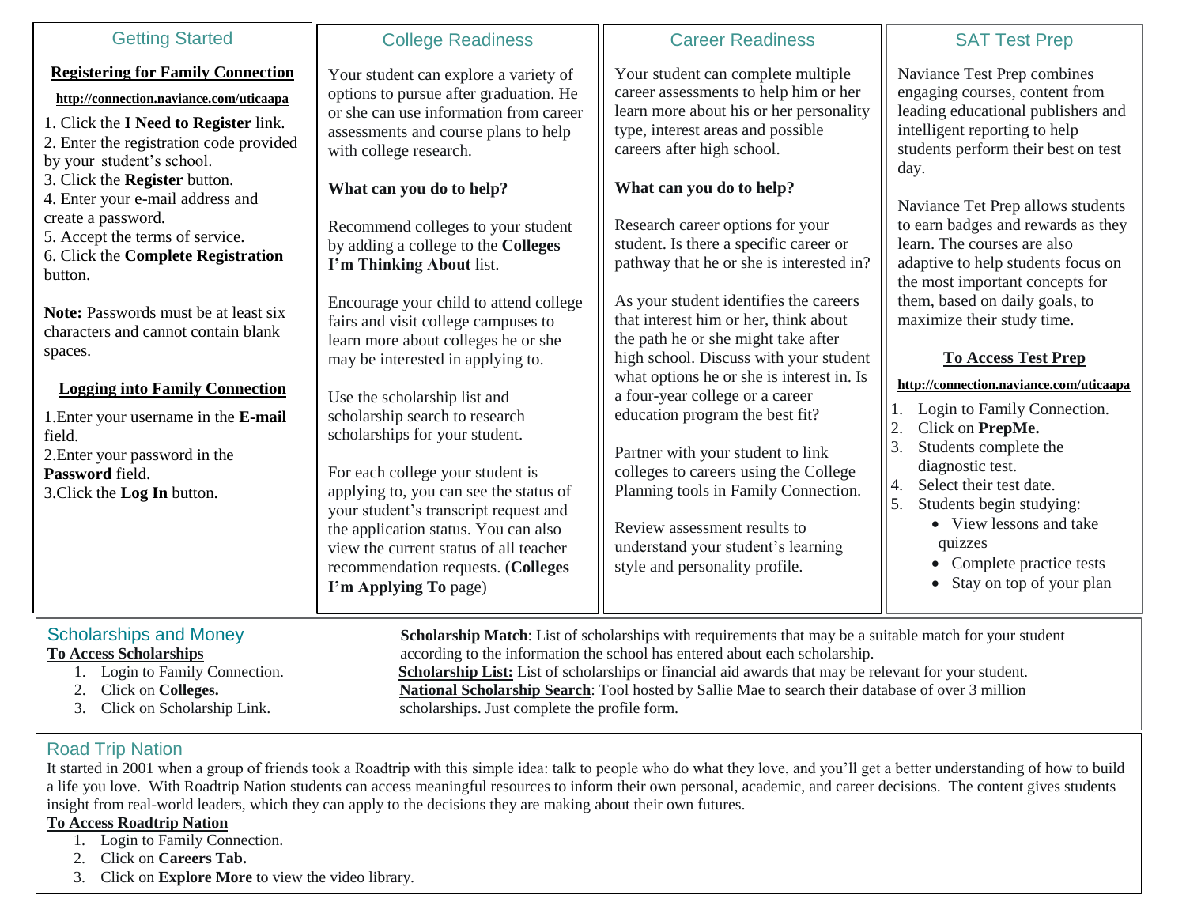## Getting Started

**Registering for Family Connection**

**http://connection.naviance.com/uticaapa**

1. Click the **I Need to Register** link.
2. Enter the registration code provided by your student's school.
3. Click the **Register** button.
4. Enter your e-mail address and create a password.
5. Accept the terms of service.
6. Click the **Complete Registration** button.

**Note:** Passwords must be at least six characters and cannot contain blank spaces.

**Logging into Family Connection**

1. Enter your username in the **E-mail** field.
2. Enter your password in the **Password** field.
3. Click the **Log In** button.

## College Readiness

Your student can explore a variety of options to pursue after graduation. He or she can use information from career assessments and course plans to help with college research.

**What can you do to help?**

Recommend colleges to your student by adding a college to the **Colleges I'm Thinking About** list.

Encourage your child to attend college fairs and visit college campuses to learn more about colleges he or she may be interested in applying to.

Use the scholarship list and scholarship search to research scholarships for your student.

For each college your student is applying to, you can see the status of your student's transcript request and the application status. You can also view the current status of all teacher recommendation requests. (**Colleges I'm Applying To** page)

## Career Readiness

Your student can complete multiple career assessments to help him or her learn more about his or her personality type, interest areas and possible careers after high school.

**What can you do to help?**

Research career options for your student. Is there a specific career or pathway that he or she is interested in?

As your student identifies the careers that interest him or her, think about the path he or she might take after high school. Discuss with your student what options he or she is interest in. Is a four-year college or a career education program the best fit?

Partner with your student to link colleges to careers using the College Planning tools in Family Connection.

Review assessment results to understand your student's learning style and personality profile.

## SAT Test Prep

Naviance Test Prep combines engaging courses, content from leading educational publishers and intelligent reporting to help students perform their best on test day.

Naviance Tet Prep allows students to earn badges and rewards as they learn. The courses are also adaptive to help students focus on the most important concepts for them, based on daily goals, to maximize their study time.

**To Access Test Prep**

**http://connection.naviance.com/uticaapa**

1. Login to Family Connection.
2. Click on **PrepMe.**
3. Students complete the diagnostic test.
4. Select their test date.
5. Students begin studying:
   - View lessons and take quizzes
   - Complete practice tests
   - Stay on top of your plan

## Scholarships and Money

**To Access Scholarships**

1. Login to Family Connection.
2. Click on **Colleges.**
3. Click on Scholarship Link.

**Scholarship Match**: List of scholarships with requirements that may be a suitable match for your student according to the information the school has entered about each scholarship.

**Scholarship List:** List of scholarships or financial aid awards that may be relevant for your student.

**National Scholarship Search**: Tool hosted by Sallie Mae to search their database of over 3 million scholarships. Just complete the profile form.

## Road Trip Nation

It started in 2001 when a group of friends took a Roadtrip with this simple idea: talk to people who do what they love, and you'll get a better understanding of how to build a life you love. With Roadtrip Nation students can access meaningful resources to inform their own personal, academic, and career decisions. The content gives students insight from real-world leaders, which they can apply to the decisions they are making about their own futures.

**To Access Roadtrip Nation**

1. Login to Family Connection.
2. Click on **Careers Tab.**
3. Click on **Explore More** to view the video library.